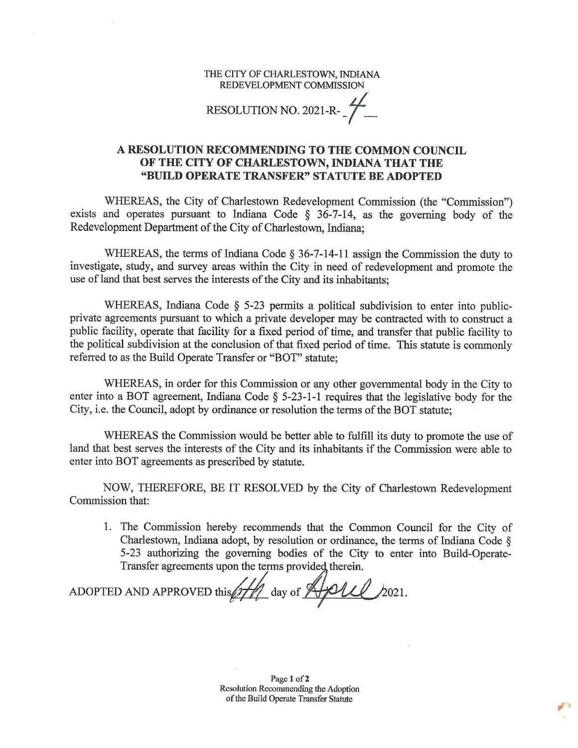THE CITY OF CHARLESTOWN, INDIANA
REDEVELOPMENT COMMISSION

RESOLUTION NO. 2021-R-4

## A RESOLUTION RECOMMENDING TO THE COMMON COUNCIL OF THE CITY OF CHARLESTOWN, INDIANA THAT THE "BUILD OPERATE TRANSFER" STATUTE BE ADOPTED

WHEREAS, the City of Charlestown Redevelopment Commission (the "Commission") exists and operates pursuant to Indiana Code § 36-7-14, as the governing body of the Redevelopment Department of the City of Charlestown, Indiana;

WHEREAS, the terms of Indiana Code § 36-7-14-11 assign the Commission the duty to investigate, study, and survey areas within the City in need of redevelopment and promote the use of land that best serves the interests of the City and its inhabitants;

WHEREAS, Indiana Code § 5-23 permits a political subdivision to enter into public-private agreements pursuant to which a private developer may be contracted with to construct a public facility, operate that facility for a fixed period of time, and transfer that public facility to the political subdivision at the conclusion of that fixed period of time. This statute is commonly referred to as the Build Operate Transfer or "BOT" statute;

WHEREAS, in order for this Commission or any other governmental body in the City to enter into a BOT agreement, Indiana Code § 5-23-1-1 requires that the legislative body for the City, i.e. the Council, adopt by ordinance or resolution the terms of the BOT statute;

WHEREAS the Commission would be better able to fulfill its duty to promote the use of land that best serves the interests of the City and its inhabitants if the Commission were able to enter into BOT agreements as prescribed by statute.

NOW, THEREFORE, BE IT RESOLVED by the City of Charlestown Redevelopment Commission that:

1. The Commission hereby recommends that the Common Council for the City of Charlestown, Indiana adopt, by resolution or ordinance, the terms of Indiana Code § 5-23 authorizing the governing bodies of the City to enter into Build-Operate-Transfer agreements upon the terms provided therein.

ADOPTED AND APPROVED this 6th day of April 2021.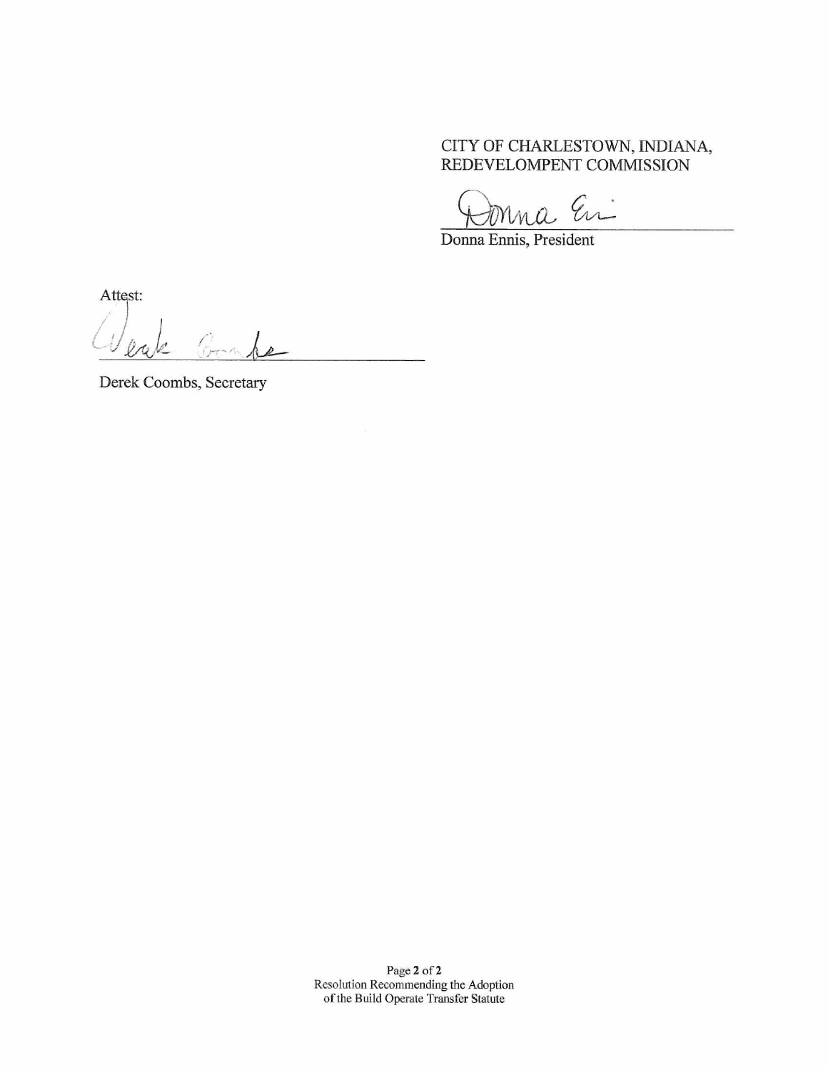CITY OF CHARLESTOWN, INDIANA,
REDEVELOMPENT COMMISSION

Donna Ennis

Donna Ennis, President

Attest:

Derek Coombs

Derek Coombs, Secretary